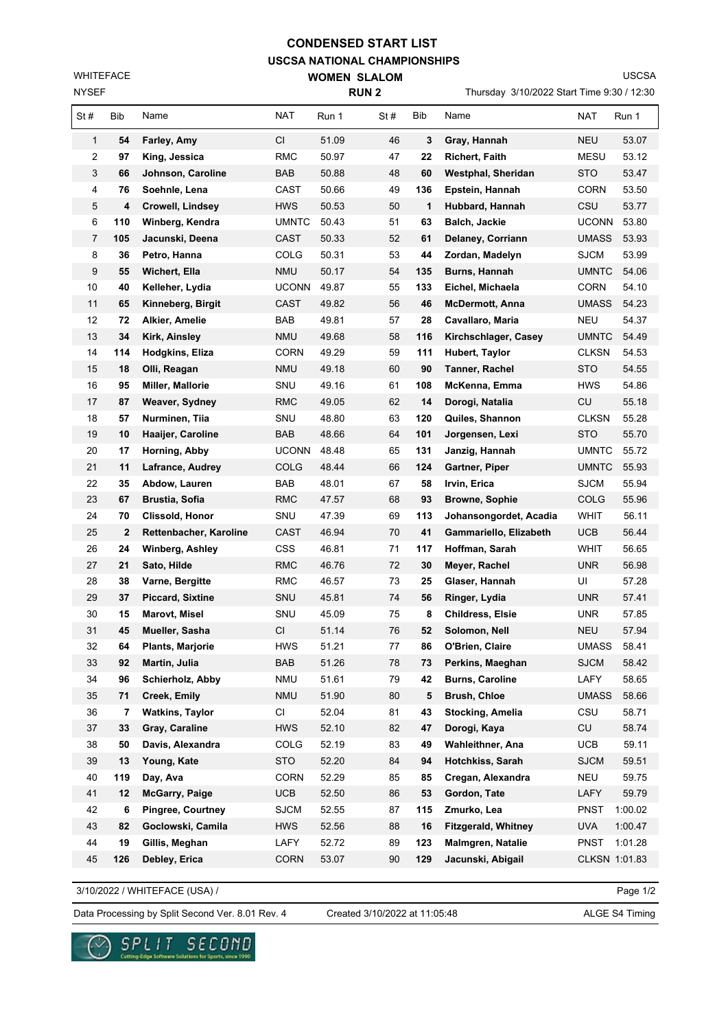# CONDENSED START LIST

## USCSA NATIONAL CHAMPIONSHIPS

### WOMEN SLALOM

### RUN 2

WHITEFACE
NYSEF

USCSA
Thursday 3/10/2022 Start Time 9:30 / 12:30

| St # | Bib | Name | NAT | Run 1 | St # | Bib | Name | NAT | Run 1 |
|---|---|---|---|---|---|---|---|---|---|
| 1 | **54** | **Farley, Amy** | CI | 51.09 | 46 | **3** | **Gray, Hannah** | NEU | 53.07 |
| 2 | **97** | **King, Jessica** | RMC | 50.97 | 47 | **22** | **Richert, Faith** | MESU | 53.12 |
| 3 | **66** | **Johnson, Caroline** | BAB | 50.88 | 48 | **60** | **Westphal, Sheridan** | STO | 53.47 |
| 4 | **76** | **Soehnle, Lena** | CAST | 50.66 | 49 | **136** | **Epstein, Hannah** | CORN | 53.50 |
| 5 | **4** | **Crowell, Lindsey** | HWS | 50.53 | 50 | **1** | **Hubbard, Hannah** | CSU | 53.77 |
| 6 | **110** | **Winberg, Kendra** | UMNTC | 50.43 | 51 | **63** | **Balch, Jackie** | UCONN | 53.80 |
| 7 | **105** | **Jacunski, Deena** | CAST | 50.33 | 52 | **61** | **Delaney, Corriann** | UMASS | 53.93 |
| 8 | **36** | **Petro, Hanna** | COLG | 50.31 | 53 | **44** | **Zordan, Madelyn** | SJCM | 53.99 |
| 9 | **55** | **Wichert, Ella** | NMU | 50.17 | 54 | **135** | **Burns, Hannah** | UMNTC | 54.06 |
| 10 | **40** | **Kelleher, Lydia** | UCONN | 49.87 | 55 | **133** | **Eichel, Michaela** | CORN | 54.10 |
| 11 | **65** | **Kinneberg, Birgit** | CAST | 49.82 | 56 | **46** | **McDermott, Anna** | UMASS | 54.23 |
| 12 | **72** | **Alkier, Amelie** | BAB | 49.81 | 57 | **28** | **Cavallaro, Maria** | NEU | 54.37 |
| 13 | **34** | **Kirk, Ainsley** | NMU | 49.68 | 58 | **116** | **Kirchschlager, Casey** | UMNTC | 54.49 |
| 14 | **114** | **Hodgkins, Eliza** | CORN | 49.29 | 59 | **111** | **Hubert, Taylor** | CLKSN | 54.53 |
| 15 | **18** | **Olli, Reagan** | NMU | 49.18 | 60 | **90** | **Tanner, Rachel** | STO | 54.55 |
| 16 | **95** | **Miller, Mallorie** | SNU | 49.16 | 61 | **108** | **McKenna, Emma** | HWS | 54.86 |
| 17 | **87** | **Weaver, Sydney** | RMC | 49.05 | 62 | **14** | **Dorogi, Natalia** | CU | 55.18 |
| 18 | **57** | **Nurminen, Tiia** | SNU | 48.80 | 63 | **120** | **Quiles, Shannon** | CLKSN | 55.28 |
| 19 | **10** | **Haaijer, Caroline** | BAB | 48.66 | 64 | **101** | **Jorgensen, Lexi** | STO | 55.70 |
| 20 | **17** | **Horning, Abby** | UCONN | 48.48 | 65 | **131** | **Janzig, Hannah** | UMNTC | 55.72 |
| 21 | **11** | **Lafrance, Audrey** | COLG | 48.44 | 66 | **124** | **Gartner, Piper** | UMNTC | 55.93 |
| 22 | **35** | **Abdow, Lauren** | BAB | 48.01 | 67 | **58** | **Irvin, Erica** | SJCM | 55.94 |
| 23 | **67** | **Brustia, Sofia** | RMC | 47.57 | 68 | **93** | **Browne, Sophie** | COLG | 55.96 |
| 24 | **70** | **Clissold, Honor** | SNU | 47.39 | 69 | **113** | **Johansongordet, Acadia** | WHIT | 56.11 |
| 25 | **2** | **Rettenbacher, Karoline** | CAST | 46.94 | 70 | **41** | **Gammariello, Elizabeth** | UCB | 56.44 |
| 26 | **24** | **Winberg, Ashley** | CSS | 46.81 | 71 | **117** | **Hoffman, Sarah** | WHIT | 56.65 |
| 27 | **21** | **Sato, Hilde** | RMC | 46.76 | 72 | **30** | **Meyer, Rachel** | UNR | 56.98 |
| 28 | **38** | **Varne, Bergitte** | RMC | 46.57 | 73 | **25** | **Glaser, Hannah** | UI | 57.28 |
| 29 | **37** | **Piccard, Sixtine** | SNU | 45.81 | 74 | **56** | **Ringer, Lydia** | UNR | 57.41 |
| 30 | **15** | **Marovt, Misel** | SNU | 45.09 | 75 | **8** | **Childress, Elsie** | UNR | 57.85 |
| 31 | **45** | **Mueller, Sasha** | CI | 51.14 | 76 | **52** | **Solomon, Nell** | NEU | 57.94 |
| 32 | **64** | **Plants, Marjorie** | HWS | 51.21 | 77 | **86** | **O'Brien, Claire** | UMASS | 58.41 |
| 33 | **92** | **Martin, Julia** | BAB | 51.26 | 78 | **73** | **Perkins, Maeghan** | SJCM | 58.42 |
| 34 | **96** | **Schierholz, Abby** | NMU | 51.61 | 79 | **42** | **Burns, Caroline** | LAFY | 58.65 |
| 35 | **71** | **Creek, Emily** | NMU | 51.90 | 80 | **5** | **Brush, Chloe** | UMASS | 58.66 |
| 36 | **7** | **Watkins, Taylor** | CI | 52.04 | 81 | **43** | **Stocking, Amelia** | CSU | 58.71 |
| 37 | **33** | **Gray, Caraline** | HWS | 52.10 | 82 | **47** | **Dorogi, Kaya** | CU | 58.74 |
| 38 | **50** | **Davis, Alexandra** | COLG | 52.19 | 83 | **49** | **Wahleithner, Ana** | UCB | 59.11 |
| 39 | **13** | **Young, Kate** | STO | 52.20 | 84 | **94** | **Hotchkiss, Sarah** | SJCM | 59.51 |
| 40 | **119** | **Day, Ava** | CORN | 52.29 | 85 | **85** | **Cregan, Alexandra** | NEU | 59.75 |
| 41 | **12** | **McGarry, Paige** | UCB | 52.50 | 86 | **53** | **Gordon, Tate** | LAFY | 59.79 |
| 42 | **6** | **Pingree, Courtney** | SJCM | 52.55 | 87 | **115** | **Zmurko, Lea** | PNST | 1:00.02 |
| 43 | **82** | **Goclowski, Camila** | HWS | 52.56 | 88 | **16** | **Fitzgerald, Whitney** | UVA | 1:00.47 |
| 44 | **19** | **Gillis, Meghan** | LAFY | 52.72 | 89 | **123** | **Malmgren, Natalie** | PNST | 1:01.28 |
| 45 | **126** | **Debley, Erica** | CORN | 53.07 | 90 | **129** | **Jacunski, Abigail** | CLKSN | 1:01.83 |

3/10/2022 / WHITEFACE (USA) /

Data Processing by Split Second Ver. 8.01 Rev. 4 — Created 3/10/2022 at 11:05:48 — ALGE S4 Timing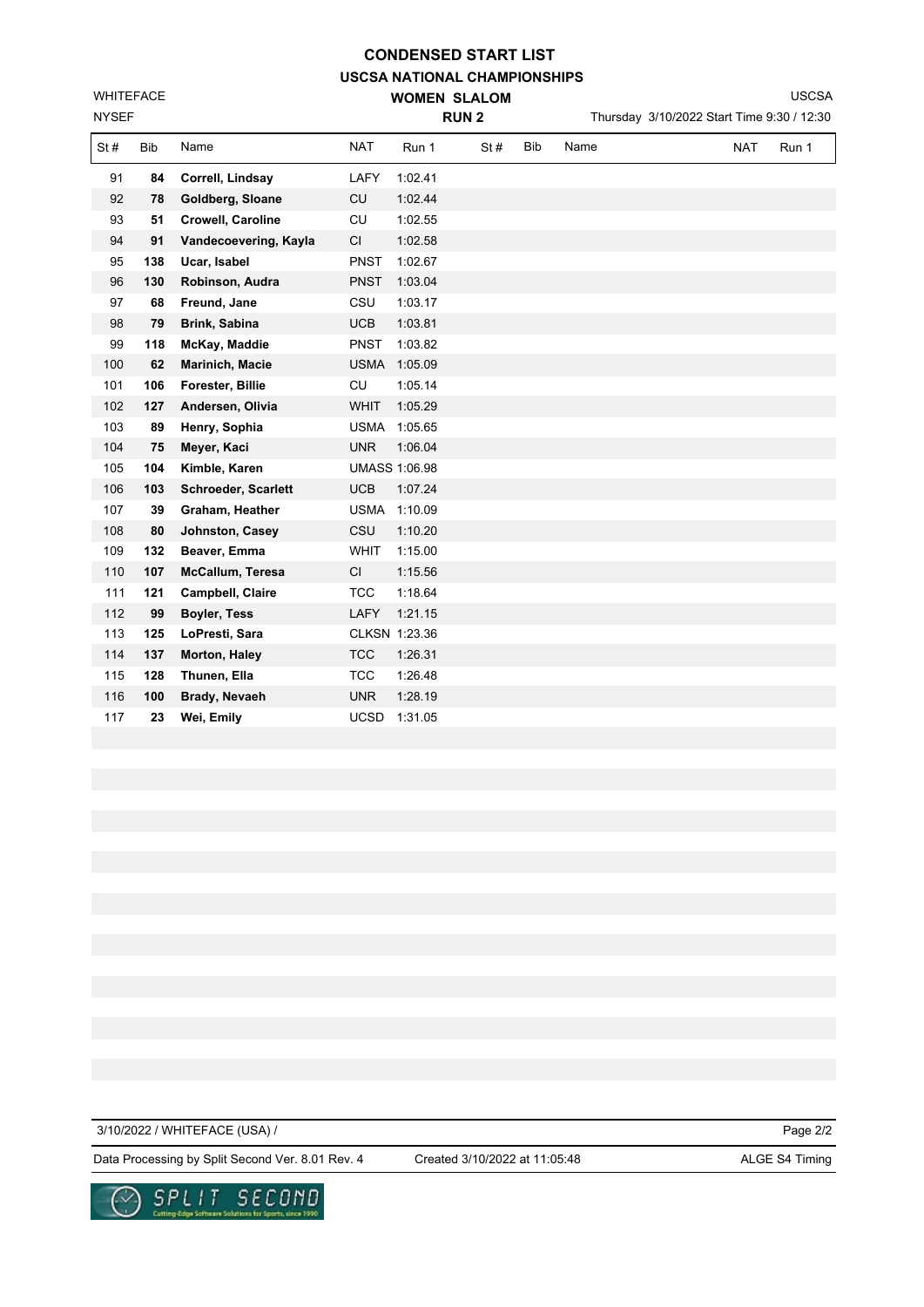# CONDENSED START LIST

## USCSA NATIONAL CHAMPIONSHIPS

WHITEFACE

NYSEF

**WOMEN SLALOM**

**RUN 2**

USCSA

Thursday 3/10/2022 Start Time 9:30 / 12:30

| St # | Bib | Name | NAT | Run 1 |
|---|---|---|---|---|
| 91 | **84** | **Correll, Lindsay** | LAFY | 1:02.41 |
| 92 | **78** | **Goldberg, Sloane** | CU | 1:02.44 |
| 93 | **51** | **Crowell, Caroline** | CU | 1:02.55 |
| 94 | **91** | **Vandecoevering, Kayla** | CI | 1:02.58 |
| 95 | **138** | **Ucar, Isabel** | PNST | 1:02.67 |
| 96 | **130** | **Robinson, Audra** | PNST | 1:03.04 |
| 97 | **68** | **Freund, Jane** | CSU | 1:03.17 |
| 98 | **79** | **Brink, Sabina** | UCB | 1:03.81 |
| 99 | **118** | **McKay, Maddie** | PNST | 1:03.82 |
| 100 | **62** | **Marinich, Macie** | USMA | 1:05.09 |
| 101 | **106** | **Forester, Billie** | CU | 1:05.14 |
| 102 | **127** | **Andersen, Olivia** | WHIT | 1:05.29 |
| 103 | **89** | **Henry, Sophia** | USMA | 1:05.65 |
| 104 | **75** | **Meyer, Kaci** | UNR | 1:06.04 |
| 105 | **104** | **Kimble, Karen** | UMASS | 1:06.98 |
| 106 | **103** | **Schroeder, Scarlett** | UCB | 1:07.24 |
| 107 | **39** | **Graham, Heather** | USMA | 1:10.09 |
| 108 | **80** | **Johnston, Casey** | CSU | 1:10.20 |
| 109 | **132** | **Beaver, Emma** | WHIT | 1:15.00 |
| 110 | **107** | **McCallum, Teresa** | CI | 1:15.56 |
| 111 | **121** | **Campbell, Claire** | TCC | 1:18.64 |
| 112 | **99** | **Boyler, Tess** | LAFY | 1:21.15 |
| 113 | **125** | **LoPresti, Sara** | CLKSN | 1:23.36 |
| 114 | **137** | **Morton, Haley** | TCC | 1:26.31 |
| 115 | **128** | **Thunen, Ella** | TCC | 1:26.48 |
| 116 | **100** | **Brady, Nevaeh** | UNR | 1:28.19 |
| 117 | **23** | **Wei, Emily** | UCSD | 1:31.05 |

3/10/2022 / WHITEFACE (USA) /

Data Processing by Split Second Ver. 8.01 Rev. 4 — Created 3/10/2022 at 11:05:48 — ALGE S4 Timing